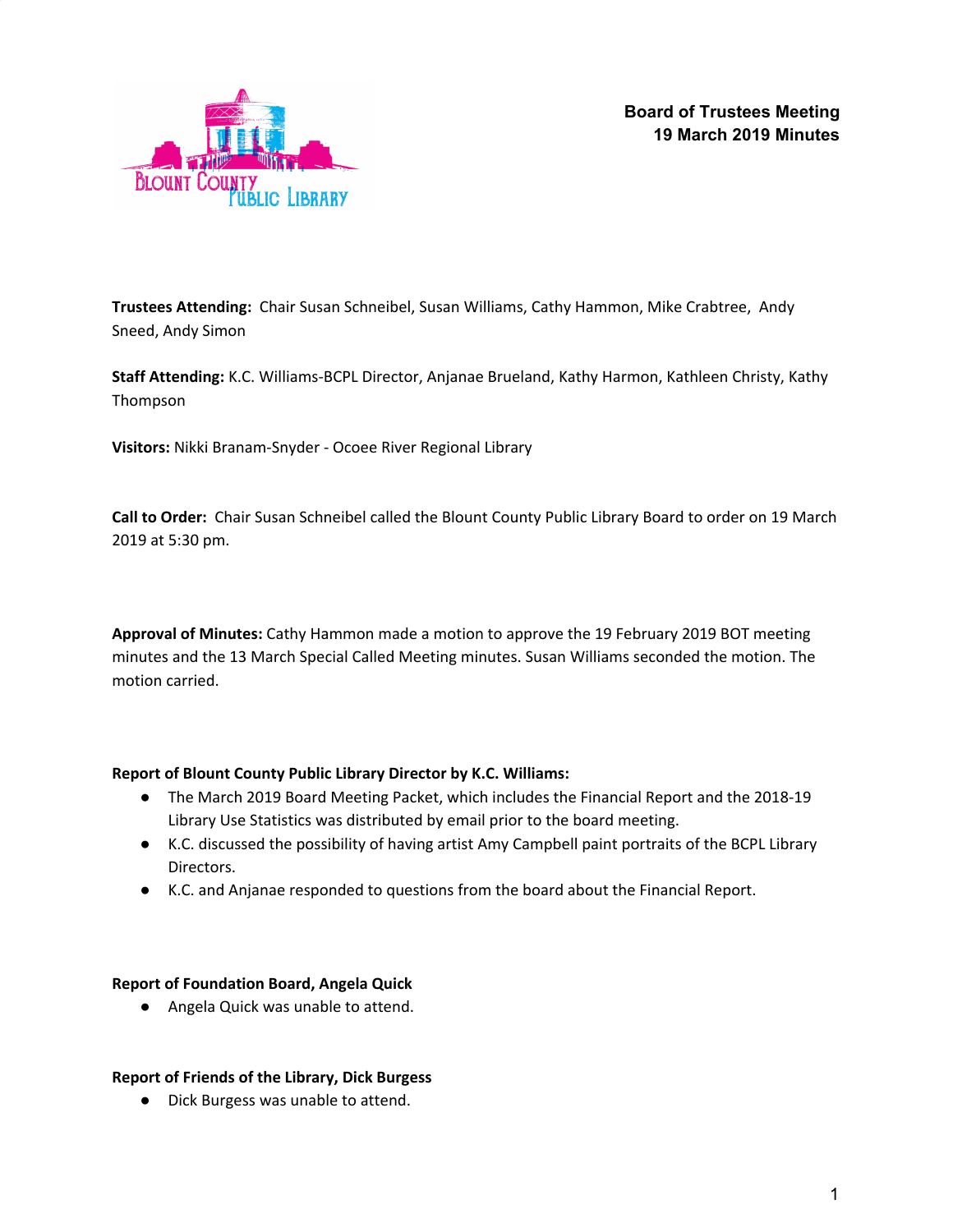# Board of Trustees Meeting
## 19 March 2019 Minutes

**Trustees Attending:** Chair Susan Schneibel, Susan Williams, Cathy Hammon, Mike Crabtree, Andy Sneed, Andy Simon

**Staff Attending:** K.C. Williams-BCPL Director, Anjanae Brueland, Kathy Harmon, Kathleen Christy, Kathy Thompson

**Visitors:** Nikki Branam-Snyder - Ocoee River Regional Library

**Call to Order:** Chair Susan Schneibel called the Blount County Public Library Board to order on 19 March 2019 at 5:30 pm.

**Approval of Minutes:** Cathy Hammon made a motion to approve the 19 February 2019 BOT meeting minutes and the 13 March Special Called Meeting minutes. Susan Williams seconded the motion. The motion carried.

**Report of Blount County Public Library Director by K.C. Williams:**

- The March 2019 Board Meeting Packet, which includes the Financial Report and the 2018-19 Library Use Statistics was distributed by email prior to the board meeting.
- K.C. discussed the possibility of having artist Amy Campbell paint portraits of the BCPL Library Directors.
- K.C. and Anjanae responded to questions from the board about the Financial Report.

**Report of Foundation Board, Angela Quick**

- Angela Quick was unable to attend.

**Report of Friends of the Library, Dick Burgess**

- Dick Burgess was unable to attend.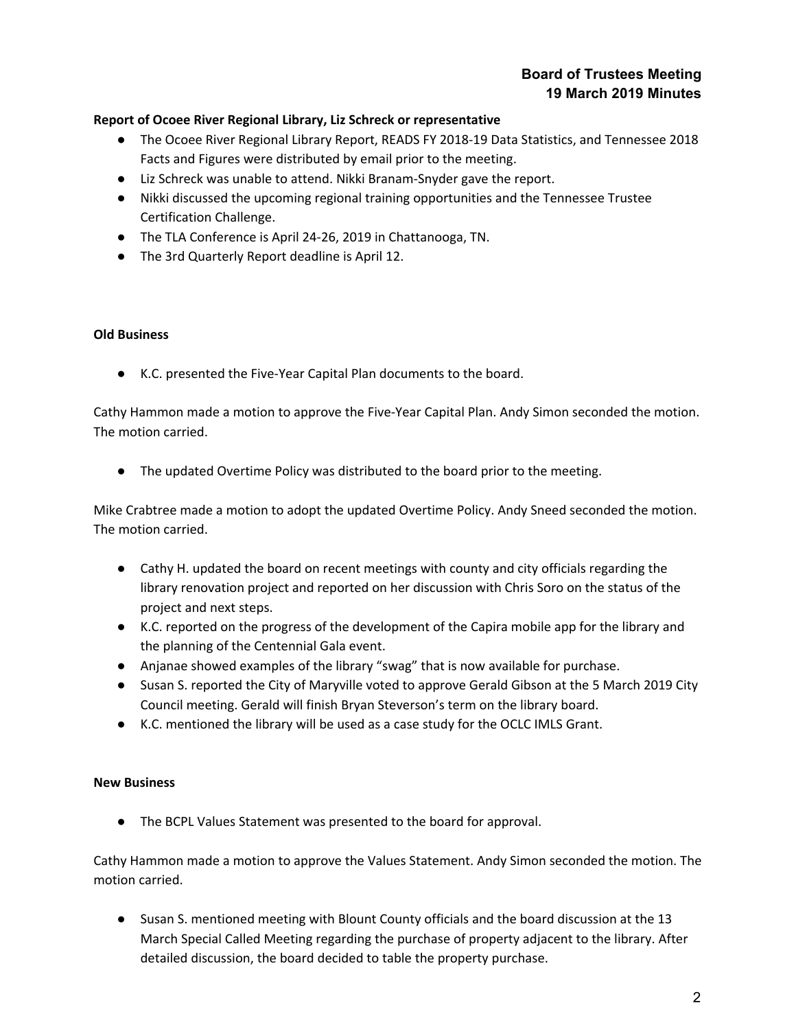**Report of Ocoee River Regional Library, Liz Schreck or representative**

- The Ocoee River Regional Library Report, READS FY 2018-19 Data Statistics, and Tennessee 2018 Facts and Figures were distributed by email prior to the meeting.
- Liz Schreck was unable to attend. Nikki Branam-Snyder gave the report.
- Nikki discussed the upcoming regional training opportunities and the Tennessee Trustee Certification Challenge.
- The TLA Conference is April 24-26, 2019 in Chattanooga, TN.
- The 3rd Quarterly Report deadline is April 12.

**Old Business**

- K.C. presented the Five-Year Capital Plan documents to the board.

Cathy Hammon made a motion to approve the Five-Year Capital Plan. Andy Simon seconded the motion. The motion carried.

- The updated Overtime Policy was distributed to the board prior to the meeting.

Mike Crabtree made a motion to adopt the updated Overtime Policy. Andy Sneed seconded the motion. The motion carried.

- Cathy H. updated the board on recent meetings with county and city officials regarding the library renovation project and reported on her discussion with Chris Soro on the status of the project and next steps.
- K.C. reported on the progress of the development of the Capira mobile app for the library and the planning of the Centennial Gala event.
- Anjanae showed examples of the library "swag" that is now available for purchase.
- Susan S. reported the City of Maryville voted to approve Gerald Gibson at the 5 March 2019 City Council meeting. Gerald will finish Bryan Steverson's term on the library board.
- K.C. mentioned the library will be used as a case study for the OCLC IMLS Grant.

**New Business**

- The BCPL Values Statement was presented to the board for approval.

Cathy Hammon made a motion to approve the Values Statement. Andy Simon seconded the motion. The motion carried.

- Susan S. mentioned meeting with Blount County officials and the board discussion at the 13 March Special Called Meeting regarding the purchase of property adjacent to the library. After detailed discussion, the board decided to table the property purchase.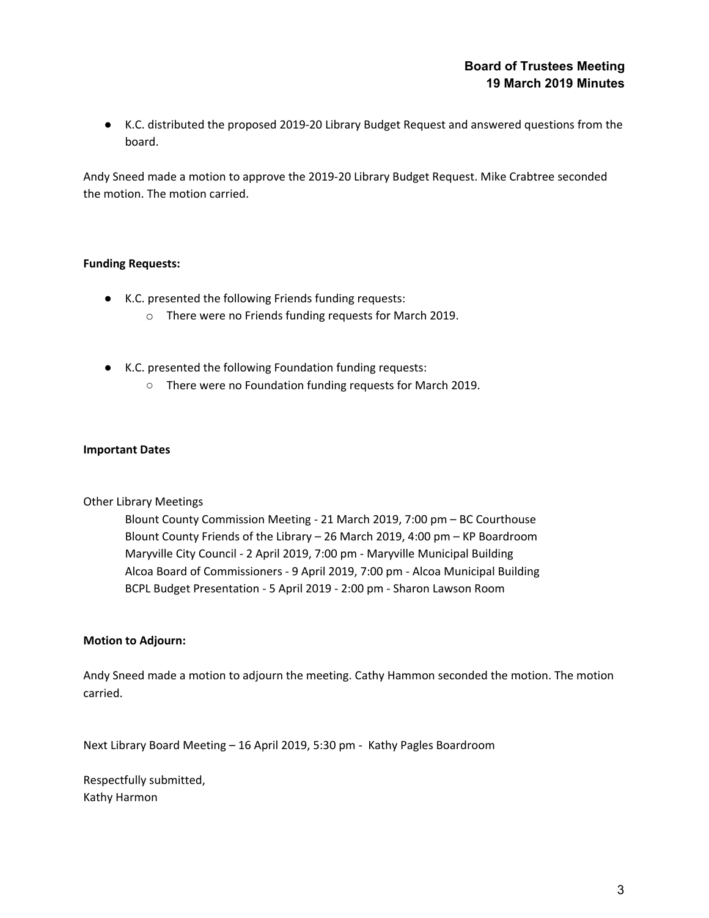- K.C. distributed the proposed 2019-20 Library Budget Request and answered questions from the board.

Andy Sneed made a motion to approve the 2019-20 Library Budget Request. Mike Crabtree seconded the motion. The motion carried.

**Funding Requests:**

- K.C. presented the following Friends funding requests:
  - There were no Friends funding requests for March 2019.

- K.C. presented the following Foundation funding requests:
  - There were no Foundation funding requests for March 2019.

**Important Dates**

Other Library Meetings

Blount County Commission Meeting - 21 March 2019, 7:00 pm – BC Courthouse
Blount County Friends of the Library – 26 March 2019, 4:00 pm – KP Boardroom
Maryville City Council - 2 April 2019, 7:00 pm - Maryville Municipal Building
Alcoa Board of Commissioners - 9 April 2019, 7:00 pm - Alcoa Municipal Building
BCPL Budget Presentation - 5 April 2019 - 2:00 pm - Sharon Lawson Room

**Motion to Adjourn:**

Andy Sneed made a motion to adjourn the meeting. Cathy Hammon seconded the motion. The motion carried.

Next Library Board Meeting – 16 April 2019, 5:30 pm - Kathy Pagles Boardroom

Respectfully submitted,
Kathy Harmon